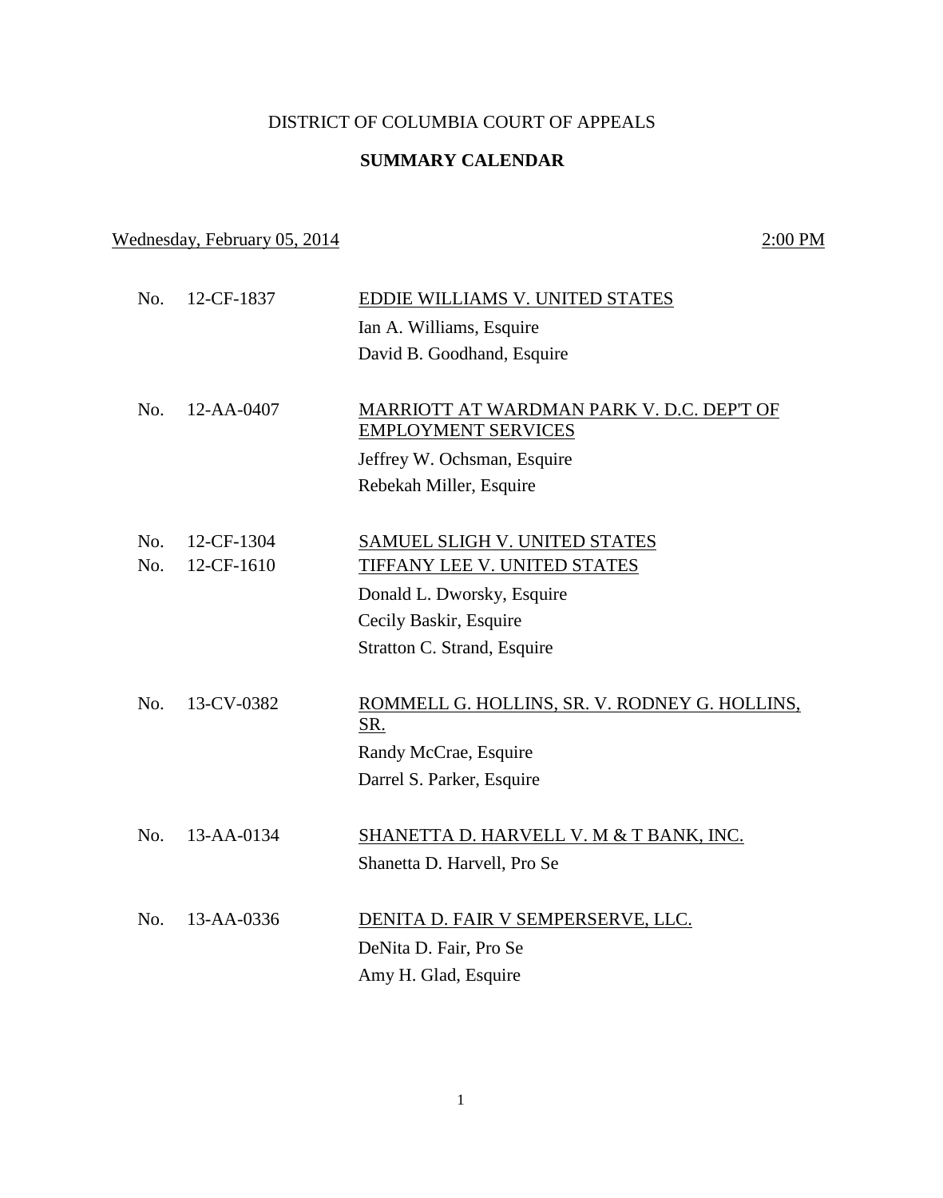DISTRICT OF COLUMBIA COURT OF APPEALS

**SUMMARY CALENDAR**

Wednesday, February 05, 2014 2:00 PM

No. 12-CF-1837 EDDIE WILLIAMS V. UNITED STATES
Ian A. Williams, Esquire
David B. Goodhand, Esquire

No. 12-AA-0407 MARRIOTT AT WARDMAN PARK V. D.C. DEP'T OF EMPLOYMENT SERVICES
Jeffrey W. Ochsman, Esquire
Rebekah Miller, Esquire

No. 12-CF-1304 SAMUEL SLIGH V. UNITED STATES
No. 12-CF-1610 TIFFANY LEE V. UNITED STATES
Donald L. Dworsky, Esquire
Cecily Baskir, Esquire
Stratton C. Strand, Esquire

No. 13-CV-0382 ROMMELL G. HOLLINS, SR. V. RODNEY G. HOLLINS, SR.
Randy McCrae, Esquire
Darrel S. Parker, Esquire

No. 13-AA-0134 SHANETTA D. HARVELL V. M & T BANK, INC.
Shanetta D. Harvell, Pro Se

No. 13-AA-0336 DENITA D. FAIR V SEMPERSERVE, LLC.
DeNita D. Fair, Pro Se
Amy H. Glad, Esquire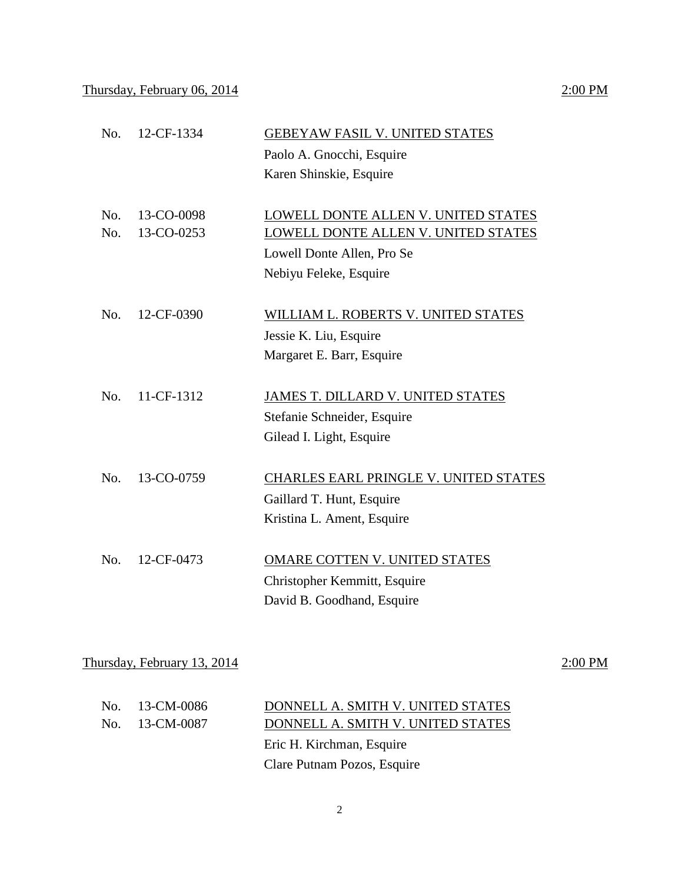Thursday, February 06, 2014 2:00 PM

No. 12-CF-1334 GEBEYAW FASIL V. UNITED STATES
Paolo A. Gnocchi, Esquire
Karen Shinskie, Esquire

No. 13-CO-0098 LOWELL DONTE ALLEN V. UNITED STATES
No. 13-CO-0253 LOWELL DONTE ALLEN V. UNITED STATES
Lowell Donte Allen, Pro Se
Nebiyu Feleke, Esquire

No. 12-CF-0390 WILLIAM L. ROBERTS V. UNITED STATES
Jessie K. Liu, Esquire
Margaret E. Barr, Esquire

No. 11-CF-1312 JAMES T. DILLARD V. UNITED STATES
Stefanie Schneider, Esquire
Gilead I. Light, Esquire

No. 13-CO-0759 CHARLES EARL PRINGLE V. UNITED STATES
Gaillard T. Hunt, Esquire
Kristina L. Ament, Esquire

No. 12-CF-0473 OMARE COTTEN V. UNITED STATES
Christopher Kemmitt, Esquire
David B. Goodhand, Esquire

Thursday, February 13, 2014 2:00 PM

No. 13-CM-0086 DONNELL A. SMITH V. UNITED STATES
No. 13-CM-0087 DONNELL A. SMITH V. UNITED STATES
Eric H. Kirchman, Esquire
Clare Putnam Pozos, Esquire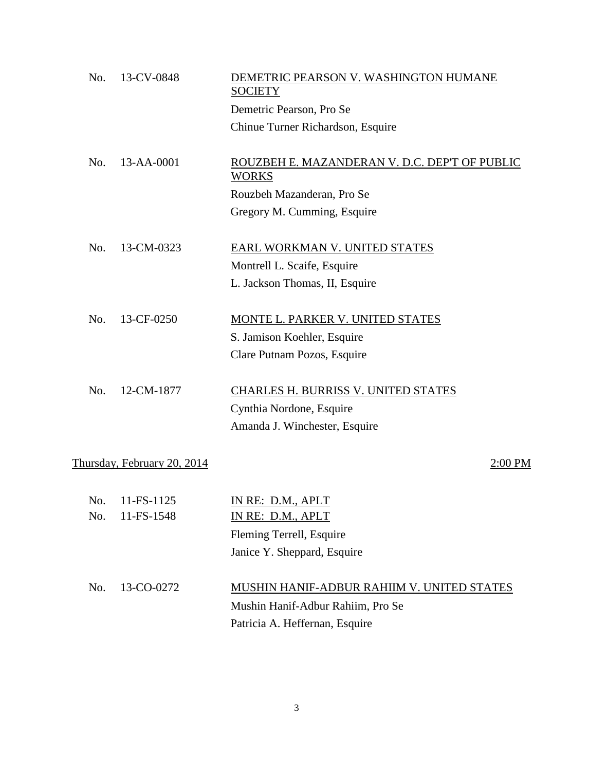No. 13-CV-0848 <u>DEMETRIC PEARSON V. WASHINGTON HUMANE SOCIETY</u>

Demetric Pearson, Pro Se

Chinue Turner Richardson, Esquire

No. 13-AA-0001 <u>ROUZBEH E. MAZANDERAN V. D.C. DEP'T OF PUBLIC WORKS</u>

Rouzbeh Mazanderan, Pro Se

Gregory M. Cumming, Esquire

No. 13-CM-0323 <u>EARL WORKMAN V. UNITED STATES</u>

Montrell L. Scaife, Esquire

L. Jackson Thomas, II, Esquire

No. 13-CF-0250 <u>MONTE L. PARKER V. UNITED STATES</u>

S. Jamison Koehler, Esquire

Clare Putnam Pozos, Esquire

No. 12-CM-1877 <u>CHARLES H. BURRISS V. UNITED STATES</u>

Cynthia Nordone, Esquire

Amanda J. Winchester, Esquire

<u>Thursday, February 20, 2014</u> <u>2:00 PM</u>

No. 11-FS-1125 <u>IN RE: D.M., APLT</u>
No. 11-FS-1548 <u>IN RE: D.M., APLT</u>

Fleming Terrell, Esquire

Janice Y. Sheppard, Esquire

No. 13-CO-0272 <u>MUSHIN HANIF-ADBUR RAHIIM V. UNITED STATES</u>

Mushin Hanif-Adbur Rahiim, Pro Se

Patricia A. Heffernan, Esquire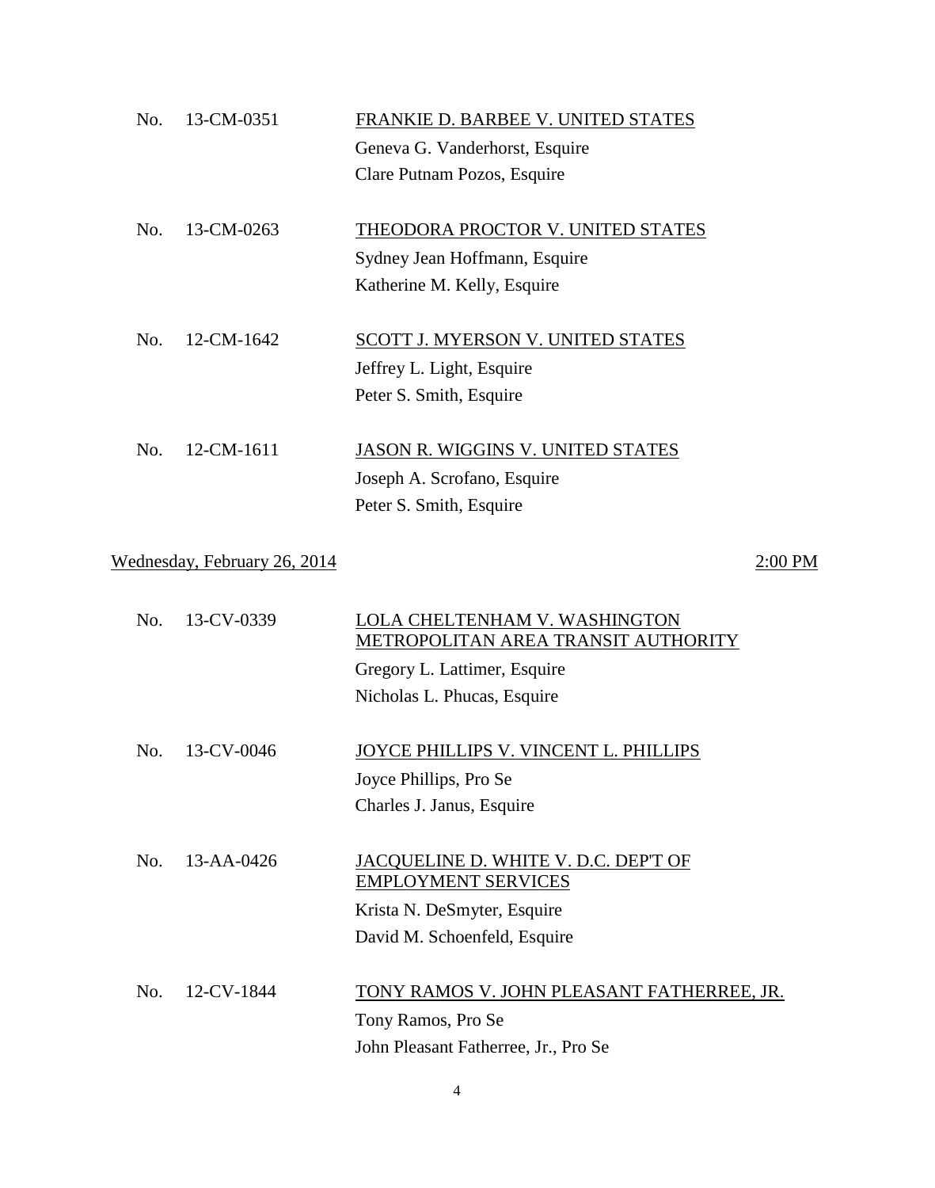No. 13-CM-0351 FRANKIE D. BARBEE V. UNITED STATES
Geneva G. Vanderhorst, Esquire
Clare Putnam Pozos, Esquire

No. 13-CM-0263 THEODORA PROCTOR V. UNITED STATES
Sydney Jean Hoffmann, Esquire
Katherine M. Kelly, Esquire

No. 12-CM-1642 SCOTT J. MYERSON V. UNITED STATES
Jeffrey L. Light, Esquire
Peter S. Smith, Esquire

No. 12-CM-1611 JASON R. WIGGINS V. UNITED STATES
Joseph A. Scrofano, Esquire
Peter S. Smith, Esquire

Wednesday, February 26, 2014 2:00 PM

No. 13-CV-0339 LOLA CHELTENHAM V. WASHINGTON METROPOLITAN AREA TRANSIT AUTHORITY
Gregory L. Lattimer, Esquire
Nicholas L. Phucas, Esquire

No. 13-CV-0046 JOYCE PHILLIPS V. VINCENT L. PHILLIPS
Joyce Phillips, Pro Se
Charles J. Janus, Esquire

No. 13-AA-0426 JACQUELINE D. WHITE V. D.C. DEP'T OF EMPLOYMENT SERVICES
Krista N. DeSmyter, Esquire
David M. Schoenfeld, Esquire

No. 12-CV-1844 TONY RAMOS V. JOHN PLEASANT FATHERREE, JR.
Tony Ramos, Pro Se
John Pleasant Fatherree, Jr., Pro Se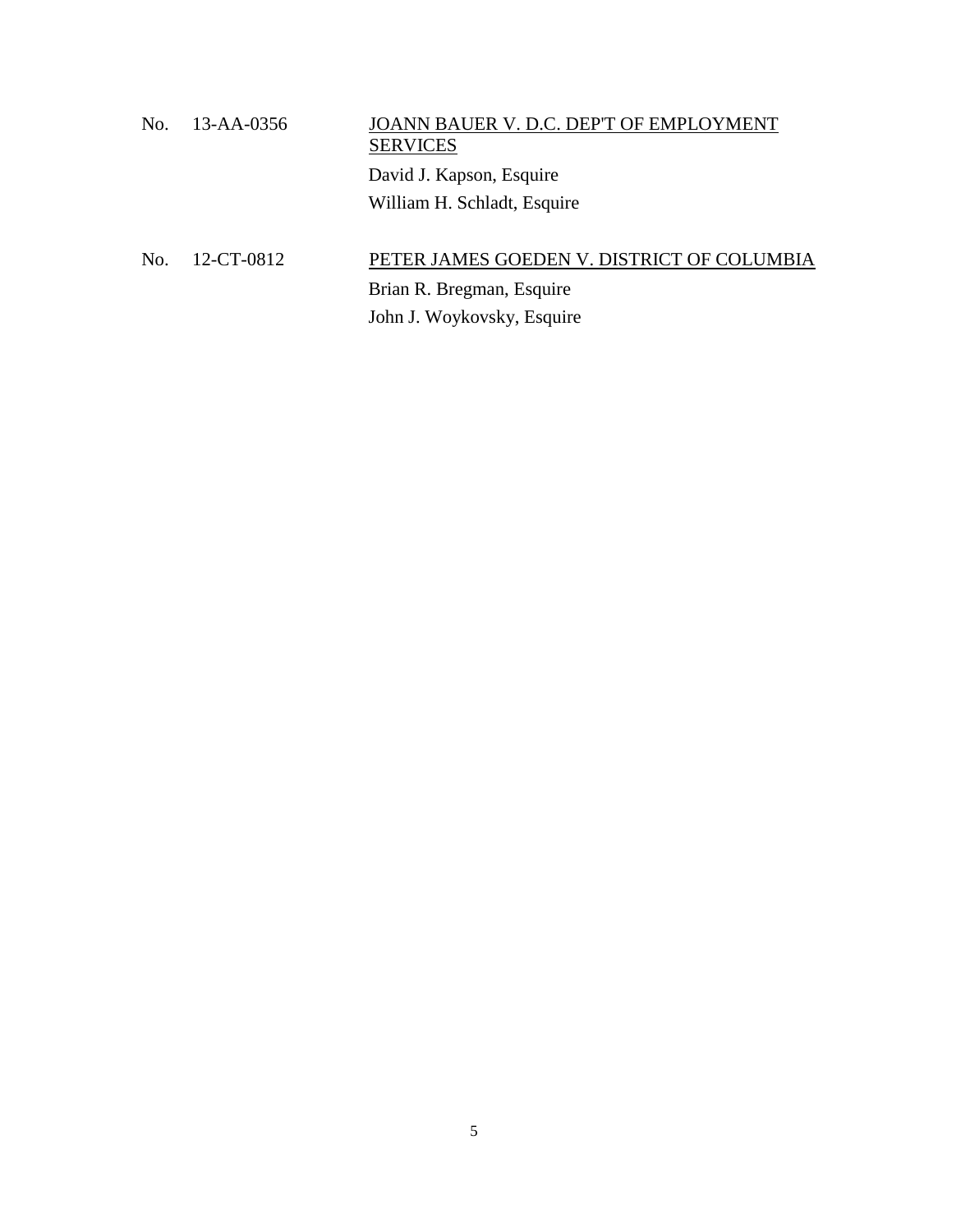No. 13-AA-0356 <u>JOANN BAUER V. D.C. DEP'T OF EMPLOYMENT SERVICES</u>

David J. Kapson, Esquire

William H. Schladt, Esquire

No. 12-CT-0812 <u>PETER JAMES GOEDEN V. DISTRICT OF COLUMBIA</u>

Brian R. Bregman, Esquire

John J. Woykovsky, Esquire